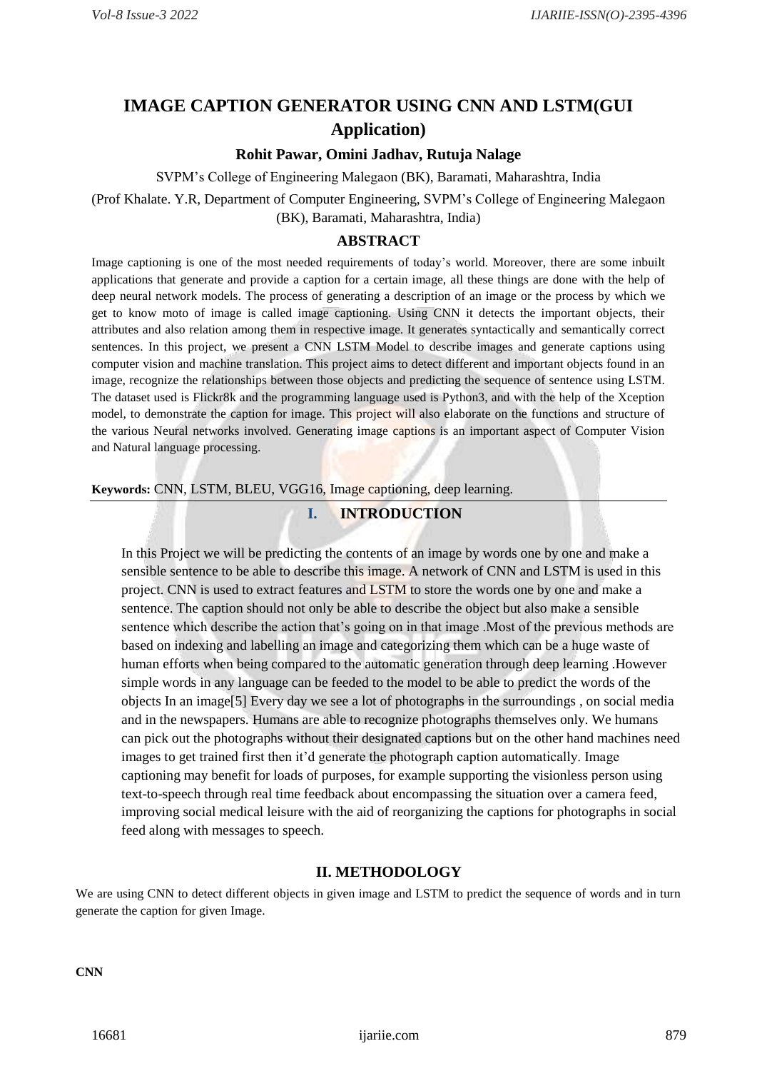# IMAGE CAPTION GENERATOR USING CNN AND LSTM(GUI Application)

**Rohit Pawar, Omini Jadhav, Rutuja Nalage**

SVPM's College of Engineering Malegaon (BK), Baramati, Maharashtra, India

(Prof Khalate. Y.R, Department of Computer Engineering, SVPM's College of Engineering Malegaon (BK), Baramati, Maharashtra, India)

## ABSTRACT

Image captioning is one of the most needed requirements of today's world. Moreover, there are some inbuilt applications that generate and provide a caption for a certain image, all these things are done with the help of deep neural network models. The process of generating a description of an image or the process by which we get to know moto of image is called image captioning. Using CNN it detects the important objects, their attributes and also relation among them in respective image. It generates syntactically and semantically correct sentences. In this project, we present a CNN LSTM Model to describe images and generate captions using computer vision and machine translation. This project aims to detect different and important objects found in an image, recognize the relationships between those objects and predicting the sequence of sentence using LSTM. The dataset used is Flickr8k and the programming language used is Python3, and with the help of the Xception model, to demonstrate the caption for image. This project will also elaborate on the functions and structure of the various Neural networks involved. Generating image captions is an important aspect of Computer Vision and Natural language processing.

**Keywords:** CNN, LSTM, BLEU, VGG16, Image captioning, deep learning.

## I. INTRODUCTION

In this Project we will be predicting the contents of an image by words one by one and make a sensible sentence to be able to describe this image. A network of CNN and LSTM is used in this project. CNN is used to extract features and LSTM to store the words one by one and make a sentence. The caption should not only be able to describe the object but also make a sensible sentence which describe the action that's going on in that image .Most of the previous methods are based on indexing and labelling an image and categorizing them which can be a huge waste of human efforts when being compared to the automatic generation through deep learning .However simple words in any language can be feeded to the model to be able to predict the words of the objects In an image[5] Every day we see a lot of photographs in the surroundings , on social media and in the newspapers. Humans are able to recognize photographs themselves only. We humans can pick out the photographs without their designated captions but on the other hand machines need images to get trained first then it'd generate the photograph caption automatically. Image captioning may benefit for loads of purposes, for example supporting the visionless person using text-to-speech through real time feedback about encompassing the situation over a camera feed, improving social medical leisure with the aid of reorganizing the captions for photographs in social feed along with messages to speech.

## II. METHODOLOGY

We are using CNN to detect different objects in given image and LSTM to predict the sequence of words and in turn generate the caption for given Image.

**CNN**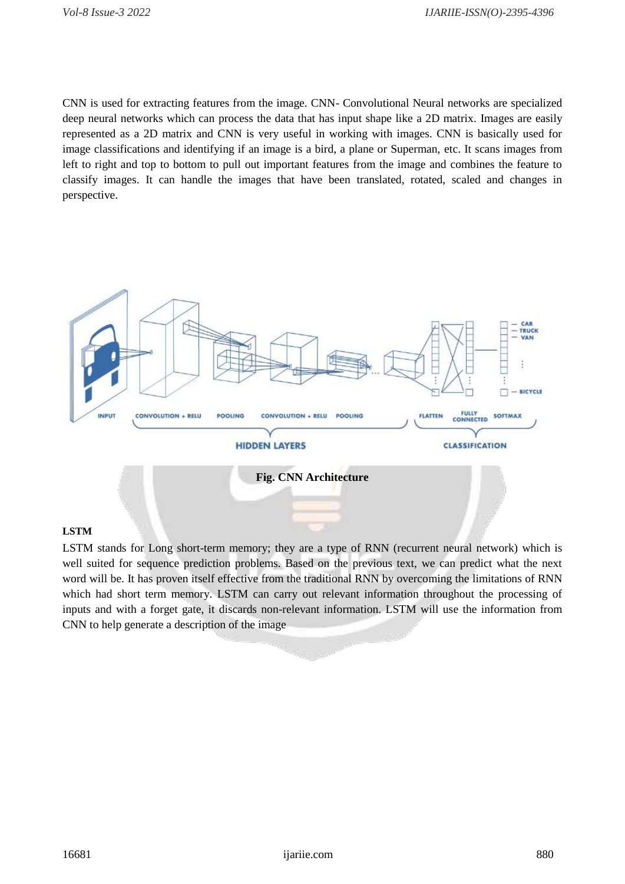CNN is used for extracting features from the image. CNN- Convolutional Neural networks are specialized deep neural networks which can process the data that has input shape like a 2D matrix. Images are easily represented as a 2D matrix and CNN is very useful in working with images. CNN is basically used for image classifications and identifying if an image is a bird, a plane or Superman, etc. It scans images from left to right and top to bottom to pull out important features from the image and combines the feature to classify images. It can handle the images that have been translated, rotated, scaled and changes in perspective.

**Fig. CNN Architecture**

**LSTM**

LSTM stands for Long short-term memory; they are a type of RNN (recurrent neural network) which is well suited for sequence prediction problems. Based on the previous text, we can predict what the next word will be. It has proven itself effective from the traditional RNN by overcoming the limitations of RNN which had short term memory. LSTM can carry out relevant information throughout the processing of inputs and with a forget gate, it discards non-relevant information. LSTM will use the information from CNN to help generate a description of the image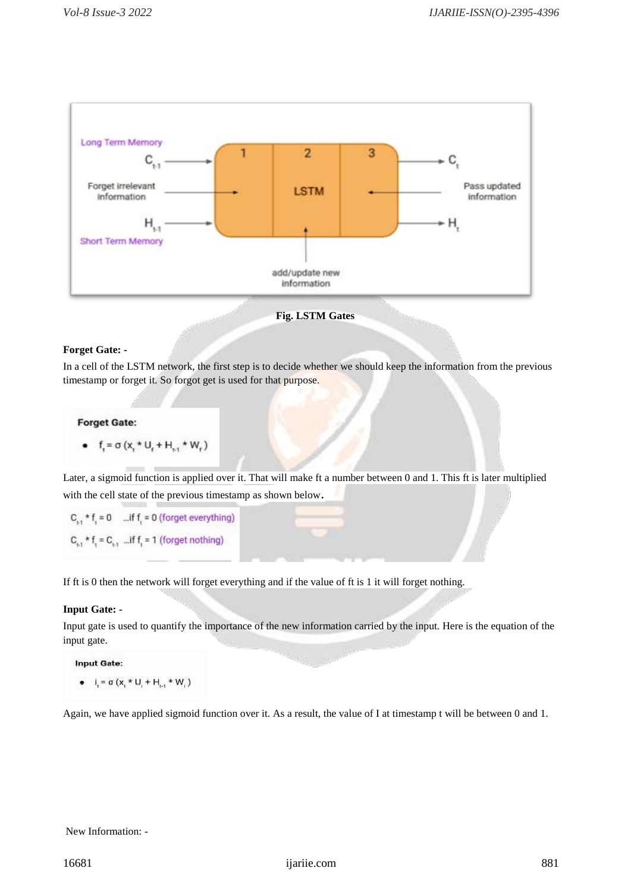Fig. LSTM Gates

**Forget Gate: -**

In a cell of the LSTM network, the first step is to decide whether we should keep the information from the previous timestamp or forget it. So forgot get is used for that purpose.

**Forget Gate:**

- $f_t = \sigma (x_t * U_f + H_{t-1} * W_f)$

Later, a sigmoid function is applied over it. That will make ft a number between 0 and 1. This ft is later multiplied with the cell state of the previous timestamp as shown below.

$C_{t-1} * f_t = 0$ ...if $f_t = 0$ (forget everything)

$C_{t-1} * f_t = C_{t-1}$ ...if $f_t = 1$ (forget nothing)

If ft is 0 then the network will forget everything and if the value of ft is 1 it will forget nothing.

**Input Gate: -**

Input gate is used to quantify the importance of the new information carried by the input. Here is the equation of the input gate.

**Input Gate:**

- $i_t = \sigma (x_t * U_i + H_{t-1} * W_i)$

Again, we have applied sigmoid function over it. As a result, the value of I at timestamp t will be between 0 and 1.

New Information: -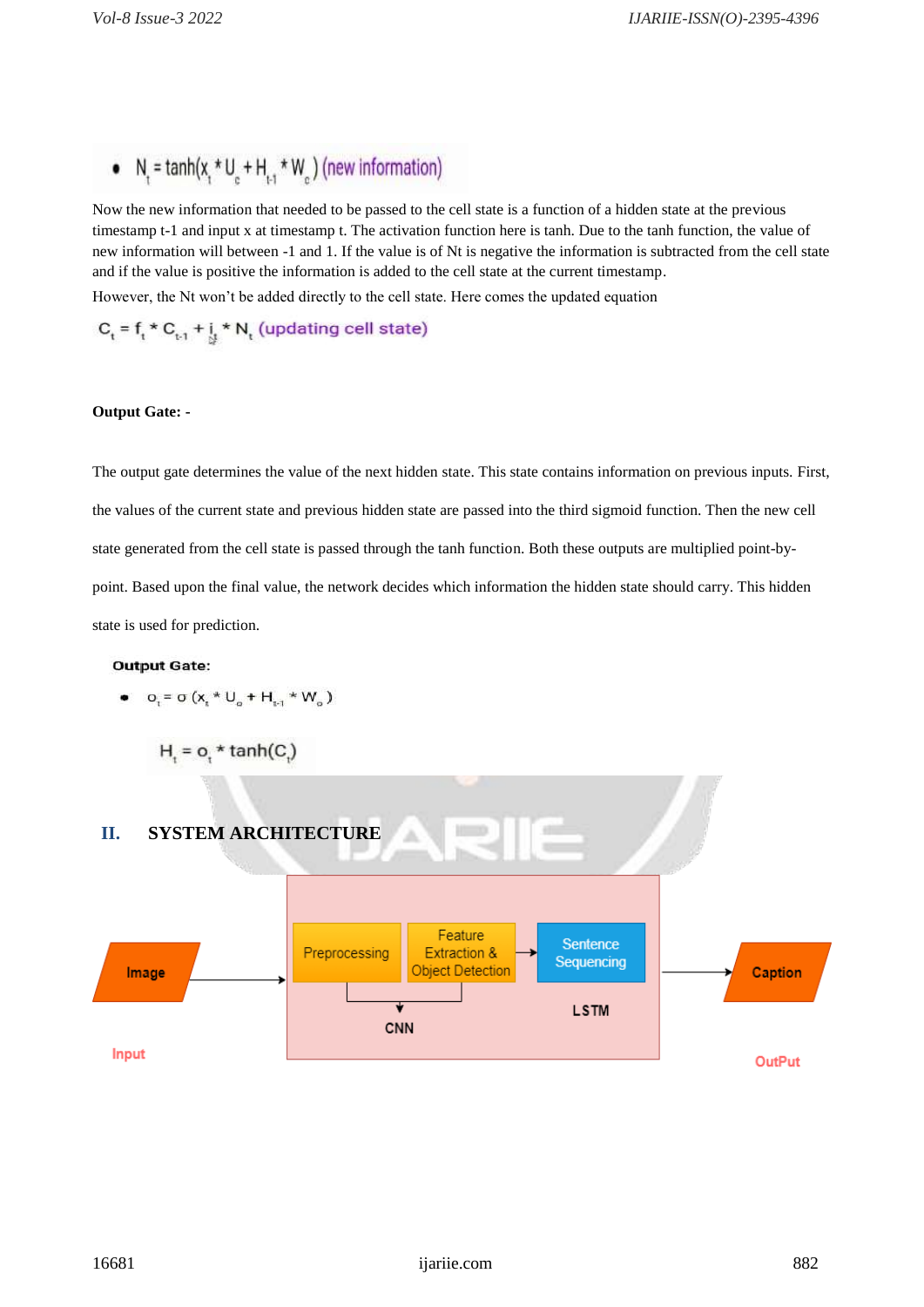- $N_t = \tanh(x_t * U_c + H_{t-1} * W_c)$ (new information)

Now the new information that needed to be passed to the cell state is a function of a hidden state at the previous timestamp t-1 and input x at timestamp t. The activation function here is tanh. Due to the tanh function, the value of new information will between -1 and 1. If the value is of Nt is negative the information is subtracted from the cell state and if the value is positive the information is added to the cell state at the current timestamp.

However, the Nt won't be added directly to the cell state. Here comes the updated equation

$C_t = f_t * C_{t-1} + i_t * N_t$ (updating cell state)

**Output Gate: -**

The output gate determines the value of the next hidden state. This state contains information on previous inputs. First, the values of the current state and previous hidden state are passed into the third sigmoid function. Then the new cell state generated from the cell state is passed through the tanh function. Both these outputs are multiplied point-by-point. Based upon the final value, the network decides which information the hidden state should carry. This hidden state is used for prediction.

**Output Gate:**

- $o_t = \sigma(x_t * U_o + H_{t-1} * W_o)$

$H_t = o_t * \tanh(C_t)$

## II. SYSTEM ARCHITECTURE

Image → Preprocessing → Feature Extraction & Object Detection (CNN) → Sentence Sequencing (LSTM) → Caption

Input &nbsp;&nbsp;&nbsp;&nbsp;&nbsp;&nbsp;&nbsp;&nbsp;&nbsp;&nbsp;&nbsp;&nbsp;&nbsp;&nbsp;&nbsp;&nbsp;&nbsp;&nbsp;&nbsp;&nbsp;&nbsp;&nbsp;&nbsp;&nbsp;&nbsp;&nbsp;&nbsp;&nbsp;&nbsp;&nbsp;&nbsp;&nbsp;&nbsp;&nbsp;&nbsp;&nbsp;&nbsp;&nbsp;&nbsp;&nbsp;&nbsp;&nbsp;&nbsp; OutPut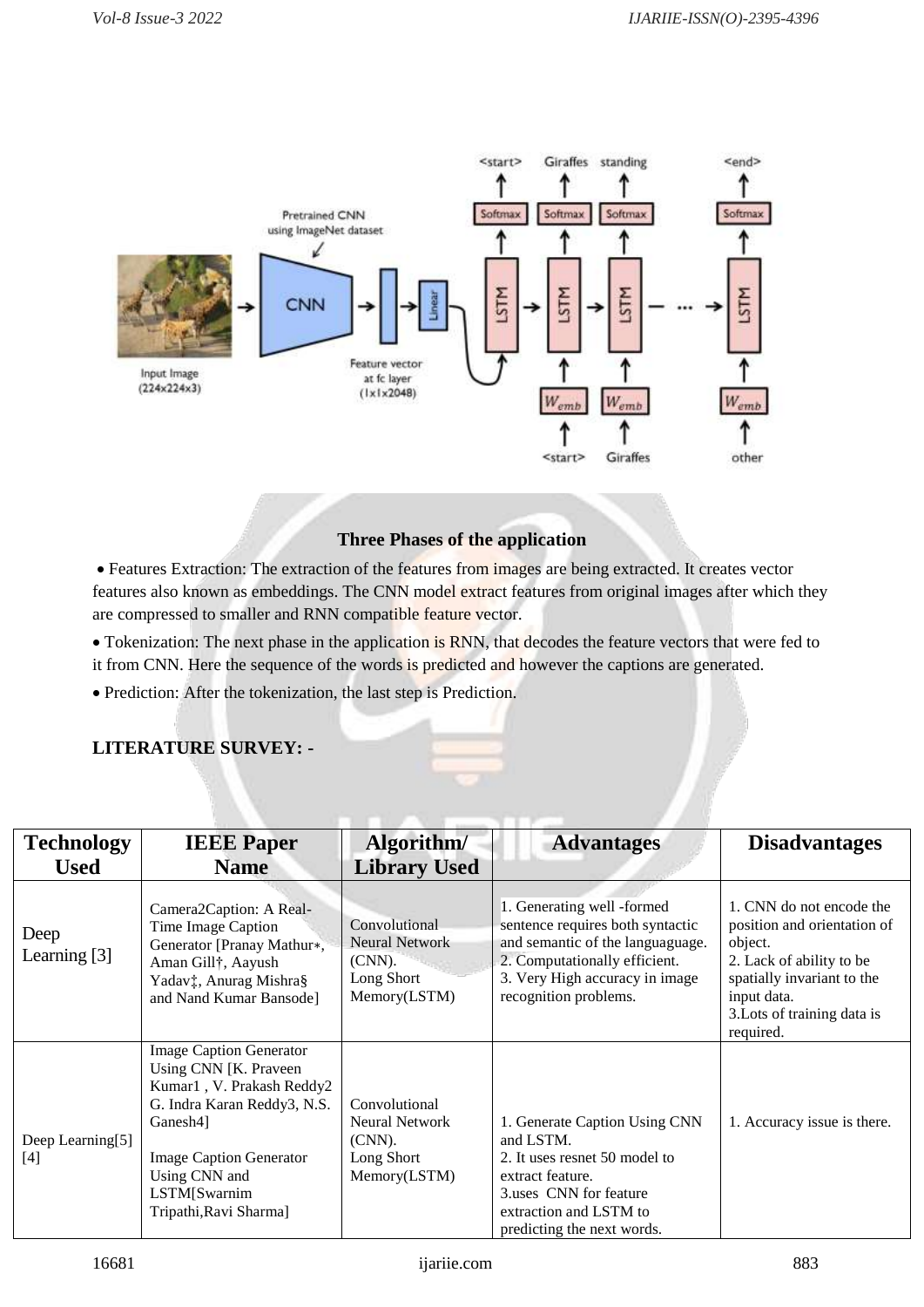**Three Phases of the application**

- Features Extraction: The extraction of the features from images are being extracted. It creates vector features also known as embeddings. The CNN model extract features from original images after which they are compressed to smaller and RNN compatible feature vector.
- Tokenization: The next phase in the application is RNN, that decodes the feature vectors that were fed to it from CNN. Here the sequence of the words is predicted and however the captions are generated.
- Prediction: After the tokenization, the last step is Prediction.

**LITERATURE SURVEY: -**

| Technology Used | IEEE Paper Name | Algorithm/ Library Used | Advantages | Disadvantages |
|---|---|---|---|---|
| Deep Learning [3] | Camera2Caption: A Real-Time Image Caption Generator [Pranay Mathur∗, Aman Gill†, Aayush Yadav‡, Anurag Mishra§ and Nand Kumar Bansode] | Convolutional Neural Network (CNN). Long Short Memory(LSTM) | 1. Generating well -formed sentence requires both syntactic and semantic of the languaguage. 2. Computationally efficient. 3. Very High accuracy in image recognition problems. | 1. CNN do not encode the position and orientation of object. 2. Lack of ability to be spatially invariant to the input data. 3.Lots of training data is required. |
| Deep Learning[5] [4] | Image Caption Generator Using CNN [K. Praveen Kumar1 , V. Prakash Reddy2 G. Indra Karan Reddy3, N.S. Ganesh4] Image Caption Generator Using CNN and LSTM[Swarnim Tripathi,Ravi Sharma] | Convolutional Neural Network (CNN). Long Short Memory(LSTM) | 1. Generate Caption Using CNN and LSTM. 2. It uses resnet 50 model to extract feature. 3.uses CNN for feature extraction and LSTM to predicting the next words. | 1. Accuracy issue is there. |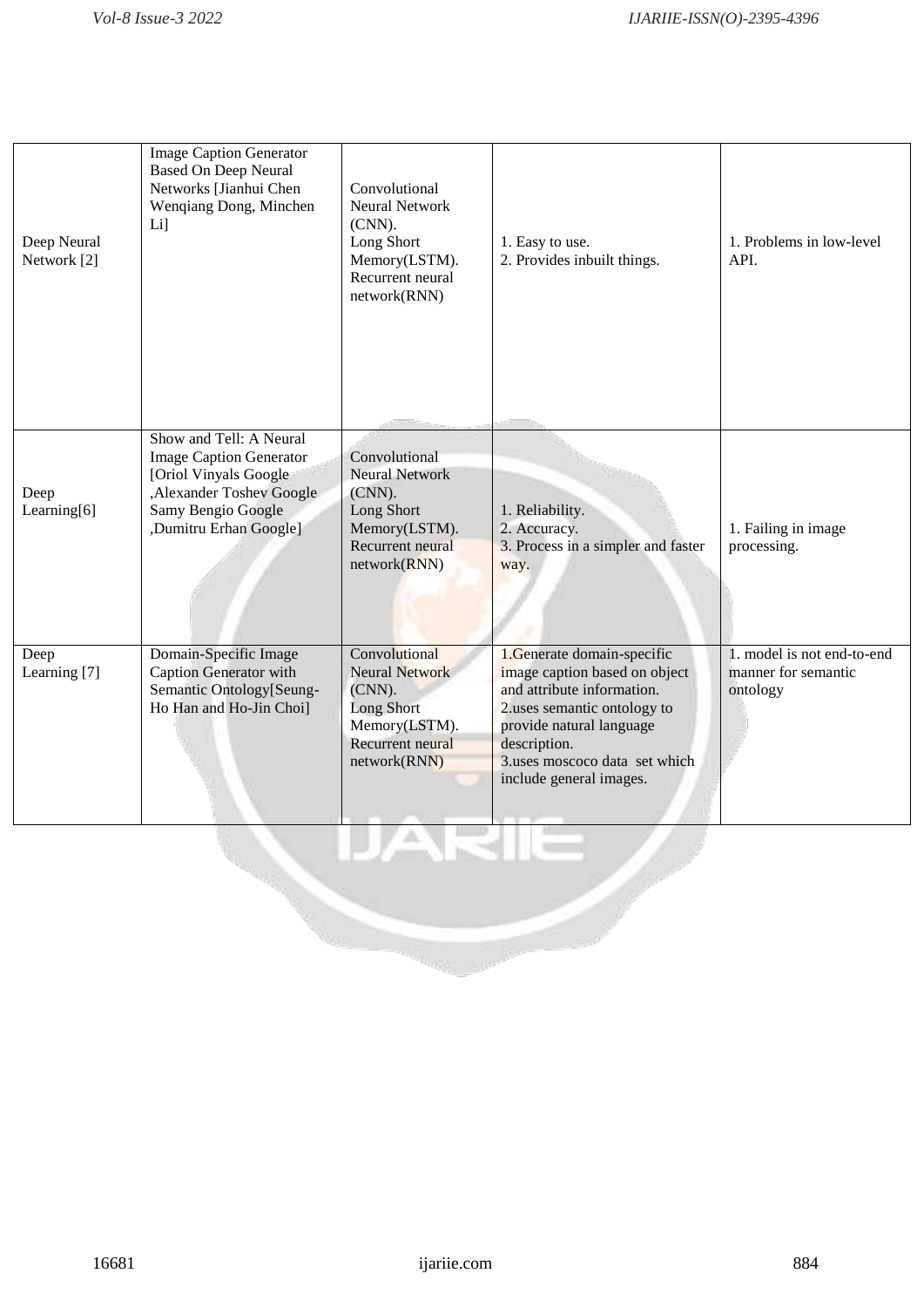| | | | | |
|---|---|---|---|---|
| Deep Neural Network [2] | Image Caption Generator Based On Deep Neural Networks [Jianhui Chen Wenqiang Dong, Minchen Li] | Convolutional Neural Network (CNN).<br>Long Short Memory(LSTM).<br>Recurrent neural network(RNN) | 1. Easy to use.<br>2. Provides inbuilt things. | 1. Problems in low-level API. |
| Deep Learning[6] | Show and Tell: A Neural Image Caption Generator [Oriol Vinyals Google ,Alexander Toshev Google Samy Bengio Google ,Dumitru Erhan Google] | Convolutional Neural Network (CNN).<br>Long Short Memory(LSTM).<br>Recurrent neural network(RNN) | 1. Reliability.<br>2. Accuracy.<br>3. Process in a simpler and faster way. | 1. Failing in image processing. |
| Deep Learning [7] | Domain-Specific Image Caption Generator with Semantic Ontology[Seung-Ho Han and Ho-Jin Choi] | Convolutional Neural Network (CNN).<br>Long Short Memory(LSTM).<br>Recurrent neural network(RNN) | 1.Generate domain-specific image caption based on object and attribute information.<br>2.uses semantic ontology to provide natural language description.<br>3.uses moscoco data set which include general images. | 1. model is not end-to-end manner for semantic ontology |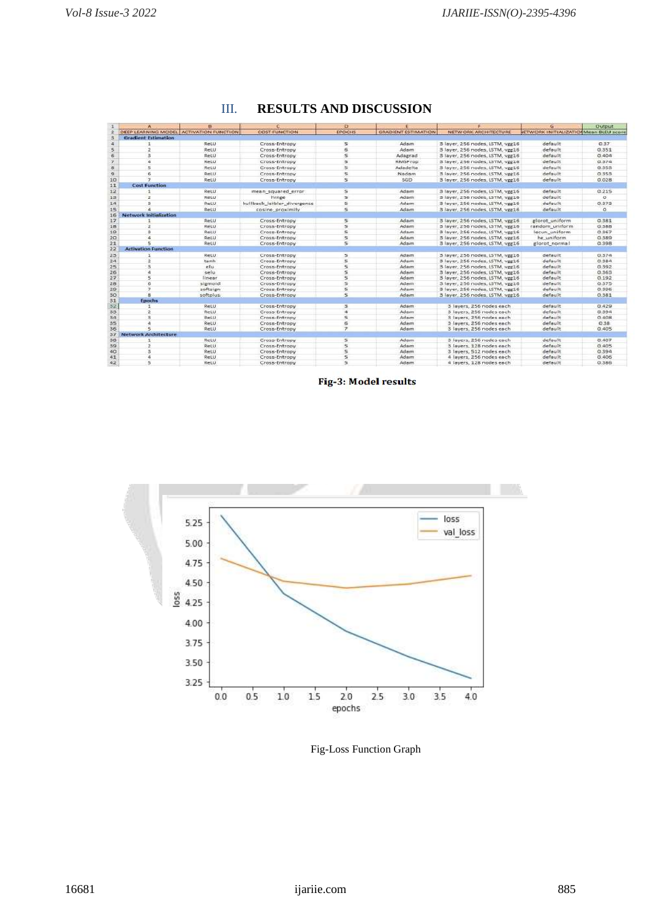## III. RESULTS AND DISCUSSION

| | A | B | C | D | E | F | G | Output |
|---|---|---|---|---|---|---|---|---|
| 2 | DEEP LEARNING MODEL | ACTIVATION FUNCTION | COST FUNCTION | EPOCHS | GRADIENT ESTIMATION | NETWORK ARCHITECTURE | NETWORK INITIALIZATION | Mean BLEU score |
| 3 | Gradient Estimation | | | | | | | |
| 4 | 1 | ReLU | Cross-Entropy | 5 | Adam | 3 layer, 256 nodes, LSTM, vgg16 | default | 0.37 |
| 5 | 2 | ReLU | Cross-Entropy | 6 | Adam | 3 layer, 256 nodes, LSTM, vgg16 | default | 0.351 |
| 6 | 3 | ReLU | Cross-Entropy | 5 | Adagrad | 3 layer, 256 nodes, LSTM, vgg16 | default | 0.404 |
| 7 | 4 | ReLU | Cross-Entropy | 5 | RMSProp | 3 layer, 256 nodes, LSTM, vgg16 | default | 0.374 |
| 8 | 5 | ReLU | Cross-Entropy | 5 | Adadelta | 3 layer, 256 nodes, LSTM, vgg16 | default | 0.355 |
| 9 | 6 | ReLU | Cross-Entropy | 5 | Nadam | 3 layer, 256 nodes, LSTM, vgg16 | default | 0.353 |
| 10 | 7 | ReLU | Cross-Entropy | 5 | SGD | 3 layer, 256 nodes, LSTM, vgg16 | default | 0.028 |
| 11 | Cost Function | | | | | | | |
| 12 | 1 | ReLU | mean_squared_error | 5 | Adam | 3 layer, 256 nodes, LSTM, vgg16 | default | 0.215 |
| 13 | 2 | ReLU | hinge | 5 | Adam | 3 layer, 256 nodes, LSTM, vgg16 | default | 0 |
| 14 | 3 | ReLU | kullback_leibler_divergence | 5 | Adam | 3 layer, 256 nodes, LSTM, vgg16 | default | 0.373 |
| 15 | 4 | ReLU | cosine_proximity | 5 | Adam | 3 layer, 256 nodes, LSTM, vgg16 | default | 0 |
| 16 | Network Initialization | | | | | | | |
| 17 | 1 | ReLU | Cross-Entropy | 5 | Adam | 3 layer, 256 nodes, LSTM, vgg16 | glorot_uniform | 0.381 |
| 18 | 2 | ReLU | Cross-Entropy | 5 | Adam | 3 layer, 256 nodes, LSTM, vgg16 | random_uniform | 0.388 |
| 19 | 3 | ReLU | Cross-Entropy | 5 | Adam | 3 layer, 256 nodes, LSTM, vgg16 | lecun_uniform | 0.367 |
| 20 | 4 | ReLU | Cross-Entropy | 5 | Adam | 3 layer, 256 nodes, LSTM, vgg16 | he_uniform | 0.389 |
| 21 | 5 | ReLU | Cross-Entropy | 5 | Adam | 3 layer, 256 nodes, LSTM, vgg16 | glorot_normal | 0.398 |
| 22 | Activation Function | | | | | | | |
| 23 | 1 | ReLU | Cross-Entropy | 5 | Adam | 3 layer, 256 nodes, LSTM, vgg16 | default | 0.374 |
| 24 | 2 | tanh | Cross-Entropy | 5 | Adam | 3 layer, 256 nodes, LSTM, vgg16 | default | 0.384 |
| 25 | 3 | elu | Cross-Entropy | 5 | Adam | 3 layer, 256 nodes, LSTM, vgg16 | default | 0.392 |
| 26 | 4 | selu | Cross-Entropy | 5 | Adam | 3 layer, 256 nodes, LSTM, vgg16 | default | 0.363 |
| 27 | 5 | linear | Cross-Entropy | 5 | Adam | 3 layer, 256 nodes, LSTM, vgg16 | default | 0.192 |
| 28 | 6 | sigmoid | Cross-Entropy | 5 | Adam | 3 layer, 256 nodes, LSTM, vgg16 | default | 0.375 |
| 29 | 7 | softsign | Cross-Entropy | 5 | Adam | 3 layer, 256 nodes, LSTM, vgg16 | default | 0.396 |
| 30 | 8 | softplus | Cross-Entropy | 5 | Adam | 3 layer, 256 nodes, LSTM, vgg16 | default | 0.381 |
| 31 | Epochs | | | | | | | |
| 32 | 1 | ReLU | Cross-Entropy | 3 | Adam | 3 layers, 256 nodes each | default | 0.429 |
| 33 | 2 | ReLU | Cross-Entropy | 4 | Adam | 3 layers, 256 nodes each | default | 0.394 |
| 34 | 3 | ReLU | Cross-Entropy | 5 | Adam | 3 layers, 256 nodes each | default | 0.408 |
| 35 | 4 | ReLU | Cross-Entropy | 6 | Adam | 3 layers, 256 nodes each | default | 0.38 |
| 36 | 5 | ReLU | Cross-Entropy | 7 | Adam | 3 layers, 256 nodes each | default | 0.405 |
| 37 | Network Architecture | | | | | | | |
| 38 | 1 | ReLU | Cross-Entropy | 5 | Adam | 3 layers, 256 nodes each | default | 0.407 |
| 39 | 2 | ReLU | Cross-Entropy | 5 | Adam | 3 layers, 128 nodes each | default | 0.405 |
| 40 | 3 | ReLU | Cross-Entropy | 5 | Adam | 3 layers, 512 nodes each | default | 0.394 |
| 41 | 4 | ReLU | Cross-Entropy | 5 | Adam | 4 layers, 256 nodes each | default | 0.406 |
| 42 | 5 | ReLU | Cross-Entropy | 5 | Adam | 4 layers, 128 nodes each | default | 0.386 |

**Fig-3: Model results**

Fig-Loss Function Graph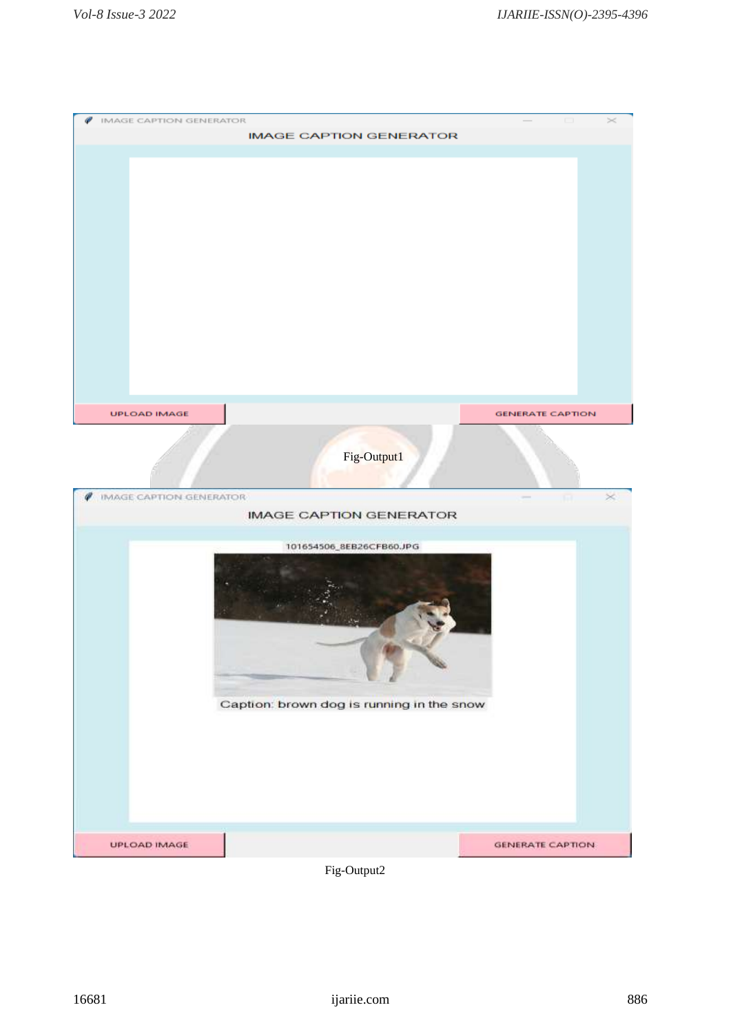Fig-Output1

Fig-Output2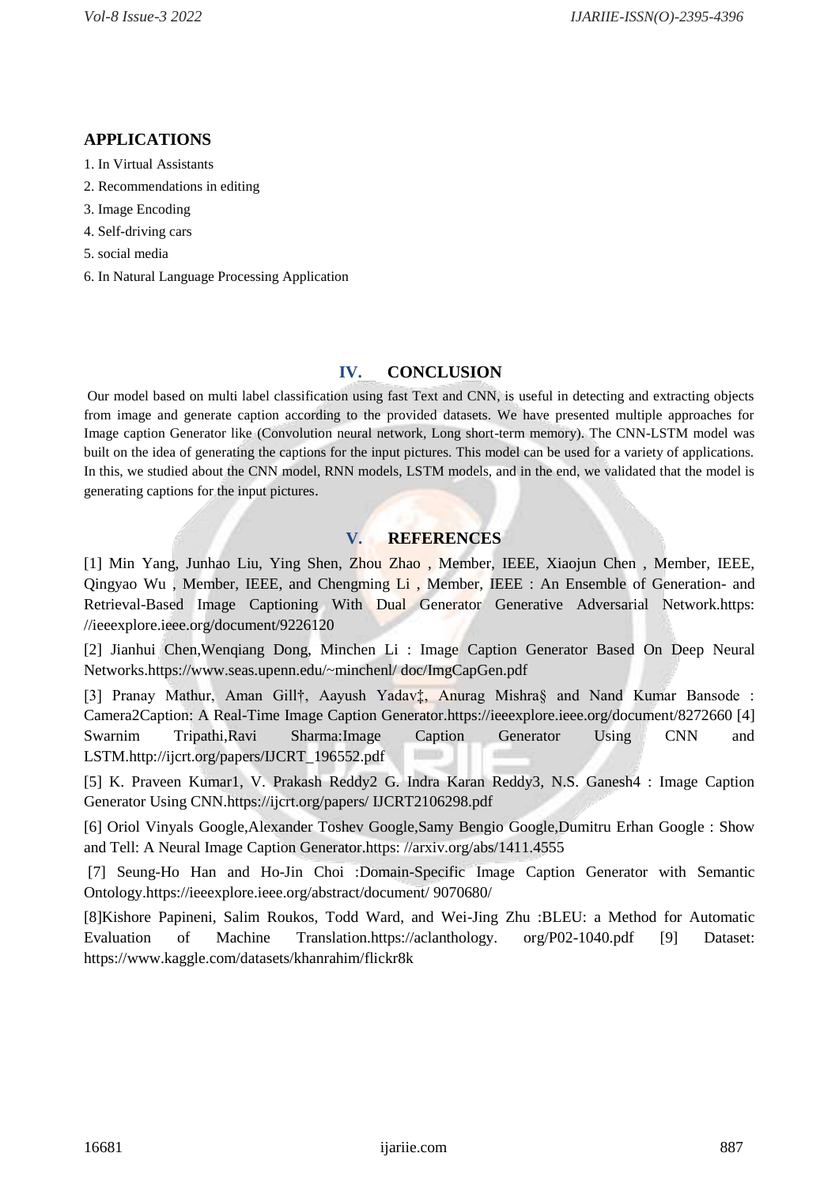## APPLICATIONS

1. In Virtual Assistants
2. Recommendations in editing
3. Image Encoding
4. Self-driving cars
5. social media
6. In Natural Language Processing Application

## IV. CONCLUSION

Our model based on multi label classification using fast Text and CNN, is useful in detecting and extracting objects from image and generate caption according to the provided datasets. We have presented multiple approaches for Image caption Generator like (Convolution neural network, Long short-term memory). The CNN-LSTM model was built on the idea of generating the captions for the input pictures. This model can be used for a variety of applications. In this, we studied about the CNN model, RNN models, LSTM models, and in the end, we validated that the model is generating captions for the input pictures.

## V. REFERENCES

[1] Min Yang, Junhao Liu, Ying Shen, Zhou Zhao , Member, IEEE, Xiaojun Chen , Member, IEEE, Qingyao Wu , Member, IEEE, and Chengming Li , Member, IEEE : An Ensemble of Generation- and Retrieval-Based Image Captioning With Dual Generator Generative Adversarial Network.https: //ieeexplore.ieee.org/document/9226120

[2] Jianhui Chen,Wenqiang Dong, Minchen Li : Image Caption Generator Based On Deep Neural Networks.https://www.seas.upenn.edu/~minchenl/ doc/ImgCapGen.pdf

[3] Pranay Mathur, Aman Gill†, Aayush Yadav‡, Anurag Mishra§ and Nand Kumar Bansode : Camera2Caption: A Real-Time Image Caption Generator.https://ieeexplore.ieee.org/document/8272660 [4] Swarnim Tripathi,Ravi Sharma:Image Caption Generator Using CNN and LSTM.http://ijcrt.org/papers/IJCRT_196552.pdf

[5] K. Praveen Kumar1, V. Prakash Reddy2 G. Indra Karan Reddy3, N.S. Ganesh4 : Image Caption Generator Using CNN.https://ijcrt.org/papers/ IJCRT2106298.pdf

[6] Oriol Vinyals Google,Alexander Toshev Google,Samy Bengio Google,Dumitru Erhan Google : Show and Tell: A Neural Image Caption Generator.https: //arxiv.org/abs/1411.4555

[7] Seung-Ho Han and Ho-Jin Choi :Domain-Specific Image Caption Generator with Semantic Ontology.https://ieeexplore.ieee.org/abstract/document/ 9070680/

[8]Kishore Papineni, Salim Roukos, Todd Ward, and Wei-Jing Zhu :BLEU: a Method for Automatic Evaluation of Machine Translation.https://aclanthology. org/P02-1040.pdf [9] Dataset: https://www.kaggle.com/datasets/khanrahim/flickr8k